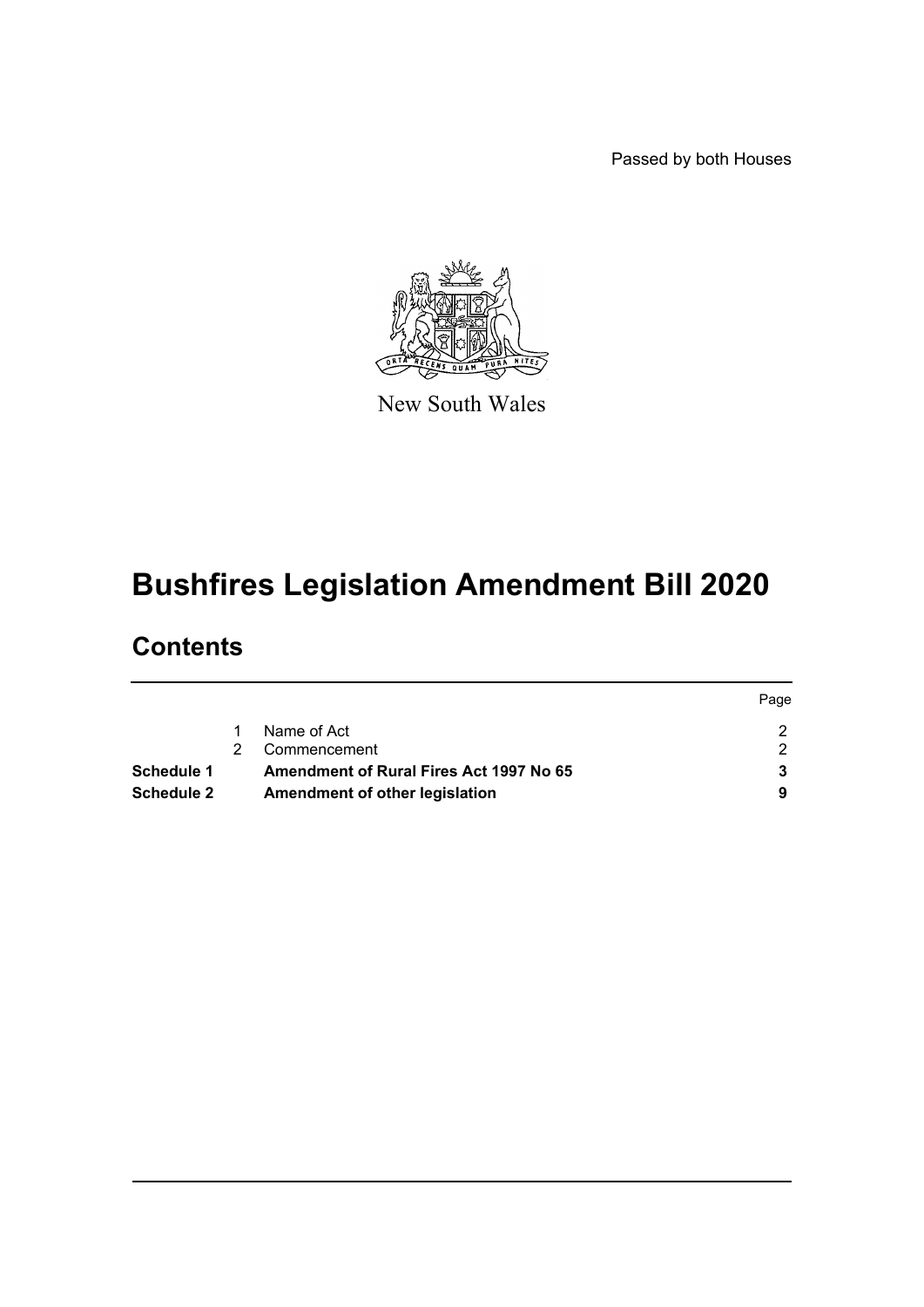Passed by both Houses

New South Wales

# Bushfires Legislation Amendment Bill 2020

## Contents

| | | | Page |
|---|---|---|---|
| | 1 | Name of Act | 2 |
| | 2 | Commencement | 2 |
| **Schedule 1** | | **Amendment of Rural Fires Act 1997 No 65** | **3** |
| **Schedule 2** | | **Amendment of other legislation** | **9** |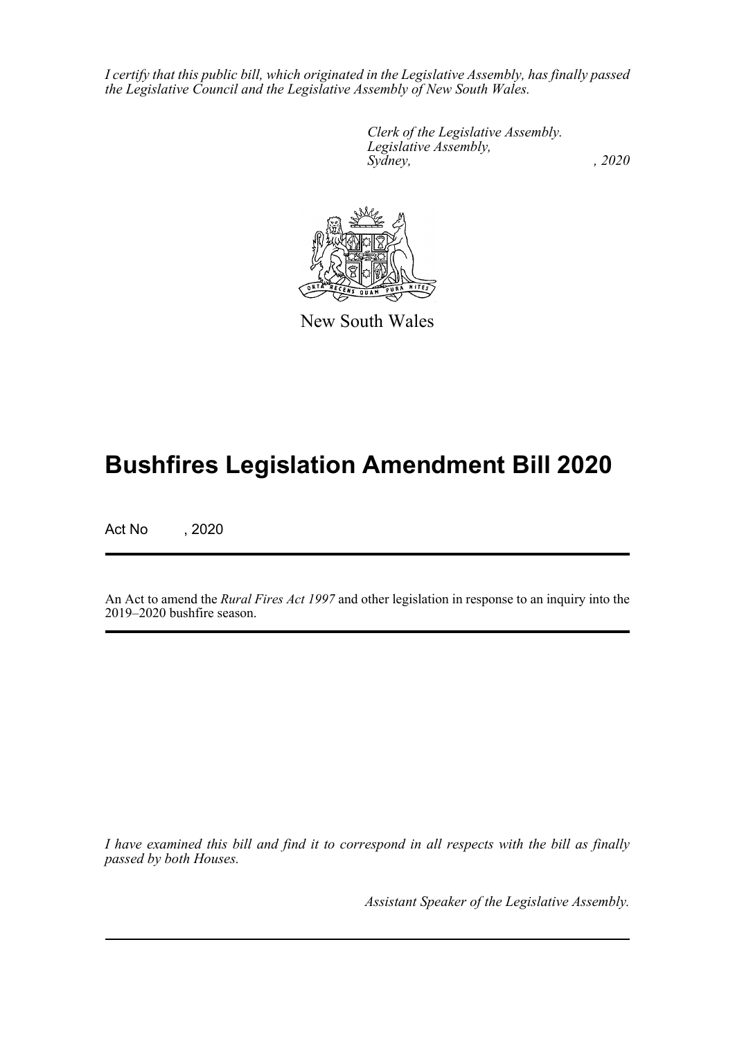*I certify that this public bill, which originated in the Legislative Assembly, has finally passed the Legislative Council and the Legislative Assembly of New South Wales.*

*Clerk of the Legislative Assembly.*
*Legislative Assembly,*
*Sydney, , 2020*

New South Wales

# Bushfires Legislation Amendment Bill 2020

Act No , 2020

An Act to amend the *Rural Fires Act 1997* and other legislation in response to an inquiry into the 2019–2020 bushfire season.

*I have examined this bill and find it to correspond in all respects with the bill as finally passed by both Houses.*

*Assistant Speaker of the Legislative Assembly.*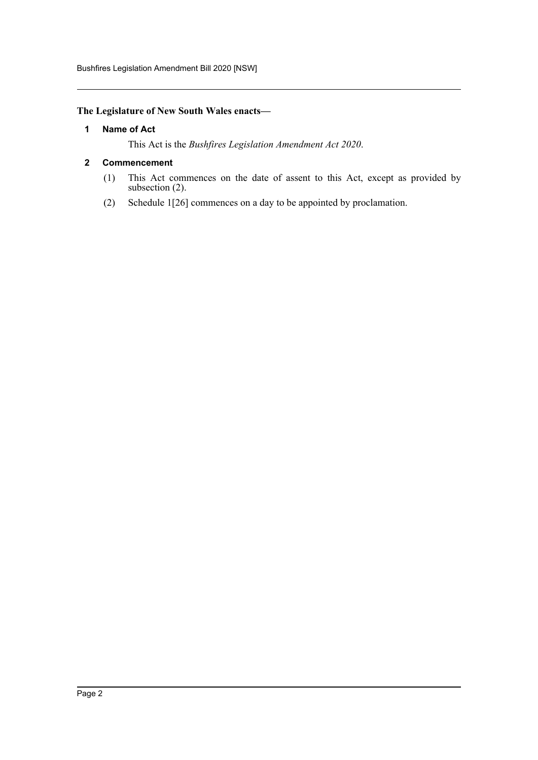**The Legislature of New South Wales enacts—**

## 1 Name of Act

This Act is the *Bushfires Legislation Amendment Act 2020*.

## 2 Commencement

(1) This Act commences on the date of assent to this Act, except as provided by subsection (2).

(2) Schedule 1[26] commences on a day to be appointed by proclamation.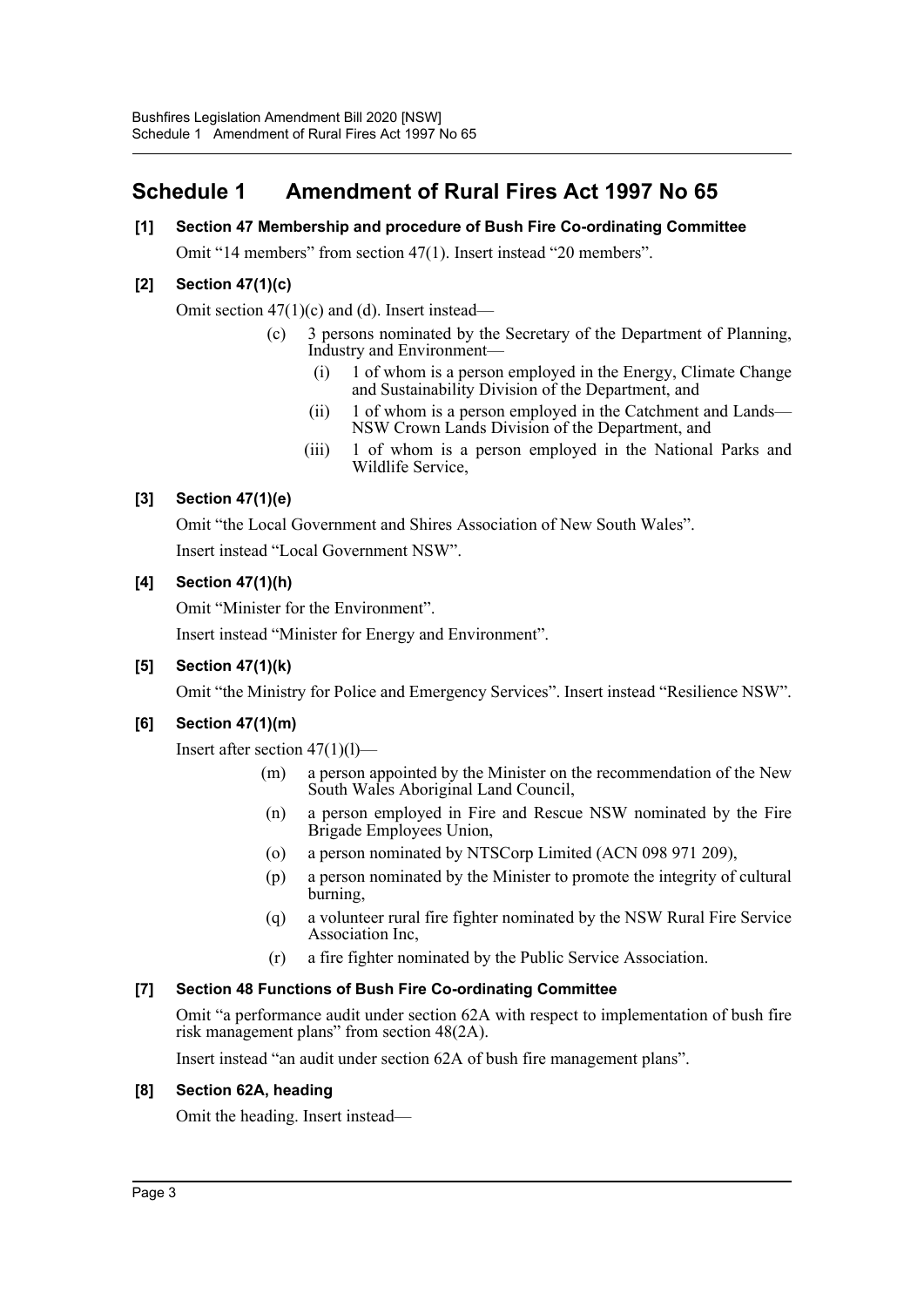# Schedule 1 Amendment of Rural Fires Act 1997 No 65

### [1] Section 47 Membership and procedure of Bush Fire Co-ordinating Committee

Omit "14 members" from section 47(1). Insert instead "20 members".

### [2] Section 47(1)(c)

Omit section 47(1)(c) and (d). Insert instead—

> (c) 3 persons nominated by the Secretary of the Department of Planning, Industry and Environment—
>
> > (i) 1 of whom is a person employed in the Energy, Climate Change and Sustainability Division of the Department, and
> >
> > (ii) 1 of whom is a person employed in the Catchment and Lands—NSW Crown Lands Division of the Department, and
> >
> > (iii) 1 of whom is a person employed in the National Parks and Wildlife Service,

### [3] Section 47(1)(e)

Omit "the Local Government and Shires Association of New South Wales".

Insert instead "Local Government NSW".

### [4] Section 47(1)(h)

Omit "Minister for the Environment".

Insert instead "Minister for Energy and Environment".

### [5] Section 47(1)(k)

Omit "the Ministry for Police and Emergency Services". Insert instead "Resilience NSW".

### [6] Section 47(1)(m)

Insert after section 47(1)(l)—

> (m) a person appointed by the Minister on the recommendation of the New South Wales Aboriginal Land Council,
>
> (n) a person employed in Fire and Rescue NSW nominated by the Fire Brigade Employees Union,
>
> (o) a person nominated by NTSCorp Limited (ACN 098 971 209),
>
> (p) a person nominated by the Minister to promote the integrity of cultural burning,
>
> (q) a volunteer rural fire fighter nominated by the NSW Rural Fire Service Association Inc,
>
> (r) a fire fighter nominated by the Public Service Association.

### [7] Section 48 Functions of Bush Fire Co-ordinating Committee

Omit "a performance audit under section 62A with respect to implementation of bush fire risk management plans" from section 48(2A).

Insert instead "an audit under section 62A of bush fire management plans".

### [8] Section 62A, heading

Omit the heading. Insert instead—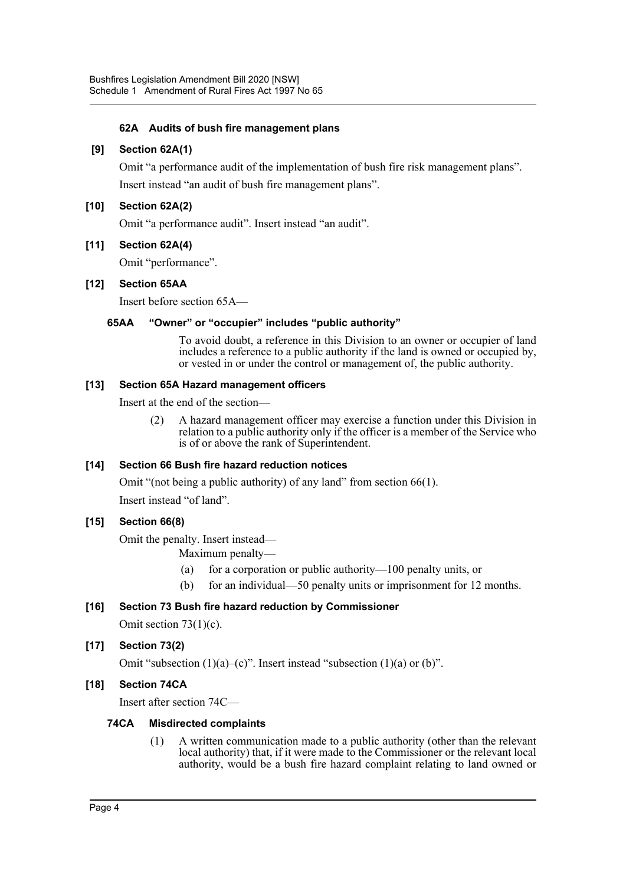#### 62A Audits of bush fire management plans

**[9] Section 62A(1)**

Omit “a performance audit of the implementation of bush fire risk management plans”. Insert instead “an audit of bush fire management plans”.

**[10] Section 62A(2)**

Omit “a performance audit”. Insert instead “an audit”.

**[11] Section 62A(4)**

Omit “performance”.

**[12] Section 65AA**

Insert before section 65A—

#### 65AA “Owner” or “occupier” includes “public authority”

To avoid doubt, a reference in this Division to an owner or occupier of land includes a reference to a public authority if the land is owned or occupied by, or vested in or under the control or management of, the public authority.

**[13] Section 65A Hazard management officers**

Insert at the end of the section—

(2) A hazard management officer may exercise a function under this Division in relation to a public authority only if the officer is a member of the Service who is of or above the rank of Superintendent.

**[14] Section 66 Bush fire hazard reduction notices**

Omit “(not being a public authority) of any land” from section 66(1).

Insert instead “of land”.

**[15] Section 66(8)**

Omit the penalty. Insert instead—

Maximum penalty—

(a) for a corporation or public authority—100 penalty units, or

(b) for an individual—50 penalty units or imprisonment for 12 months.

**[16] Section 73 Bush fire hazard reduction by Commissioner**

Omit section 73(1)(c).

**[17] Section 73(2)**

Omit “subsection (1)(a)–(c)”. Insert instead “subsection (1)(a) or (b)”.

**[18] Section 74CA**

Insert after section 74C—

#### 74CA Misdirected complaints

(1) A written communication made to a public authority (other than the relevant local authority) that, if it were made to the Commissioner or the relevant local authority, would be a bush fire hazard complaint relating to land owned or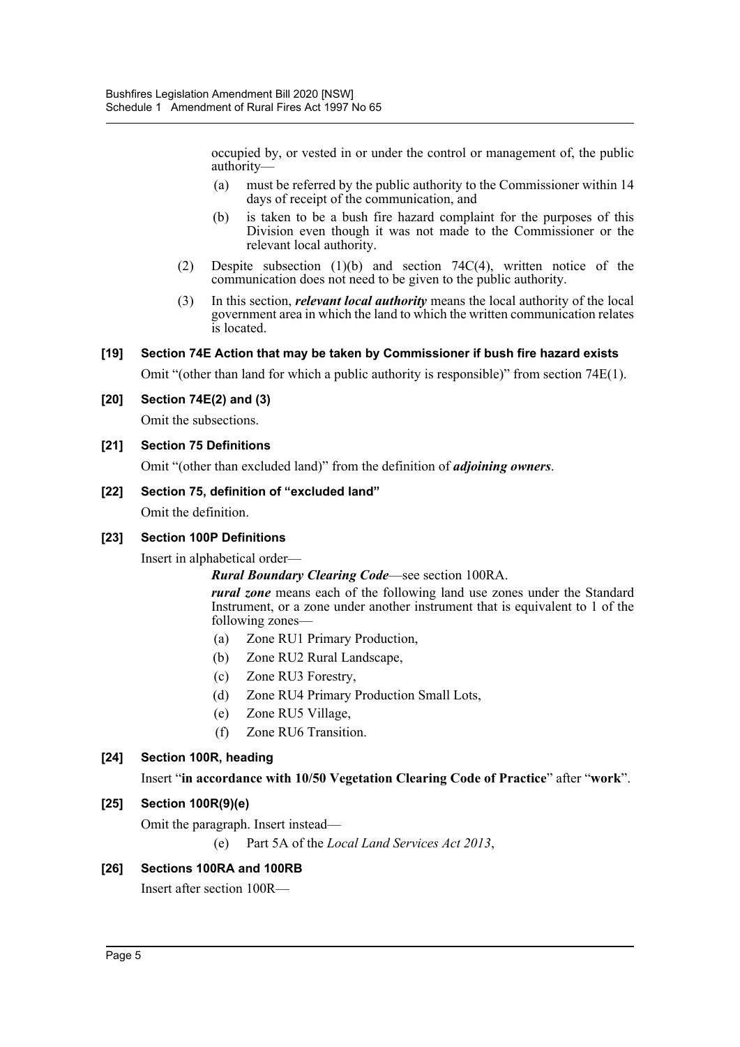occupied by, or vested in or under the control or management of, the public authority—

(a) must be referred by the public authority to the Commissioner within 14 days of receipt of the communication, and

(b) is taken to be a bush fire hazard complaint for the purposes of this Division even though it was not made to the Commissioner or the relevant local authority.

(2) Despite subsection (1)(b) and section 74C(4), written notice of the communication does not need to be given to the public authority.

(3) In this section, ***relevant local authority*** means the local authority of the local government area in which the land to which the written communication relates is located.

### [19] Section 74E Action that may be taken by Commissioner if bush fire hazard exists

Omit "(other than land for which a public authority is responsible)" from section 74E(1).

### [20] Section 74E(2) and (3)

Omit the subsections.

### [21] Section 75 Definitions

Omit "(other than excluded land)" from the definition of ***adjoining owners***.

### [22] Section 75, definition of "excluded land"

Omit the definition.

### [23] Section 100P Definitions

Insert in alphabetical order—

***Rural Boundary Clearing Code***—see section 100RA.

***rural zone*** means each of the following land use zones under the Standard Instrument, or a zone under another instrument that is equivalent to 1 of the following zones—

(a) Zone RU1 Primary Production,

(b) Zone RU2 Rural Landscape,

(c) Zone RU3 Forestry,

(d) Zone RU4 Primary Production Small Lots,

(e) Zone RU5 Village,

(f) Zone RU6 Transition.

### [24] Section 100R, heading

Insert "**in accordance with 10/50 Vegetation Clearing Code of Practice**" after "**work**".

### [25] Section 100R(9)(e)

Omit the paragraph. Insert instead—

(e) Part 5A of the *Local Land Services Act 2013*,

### [26] Sections 100RA and 100RB

Insert after section 100R—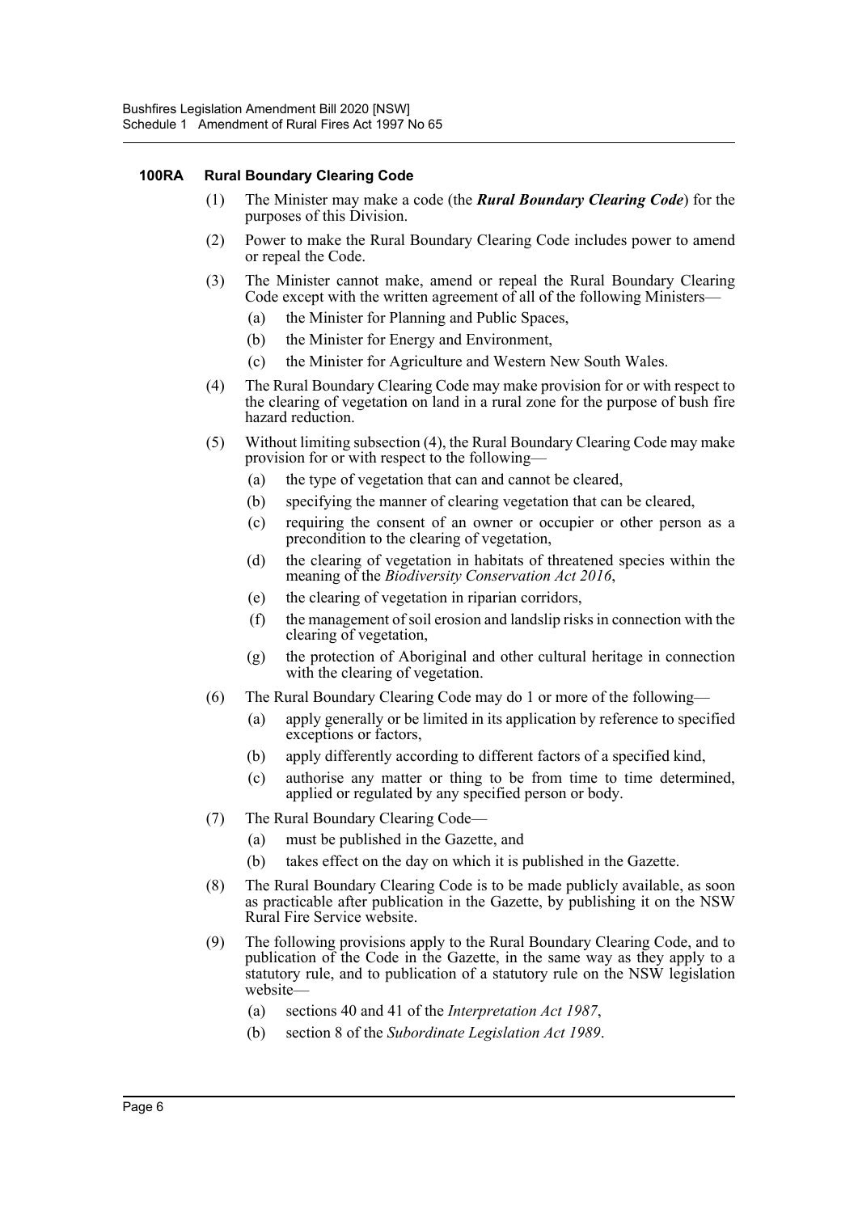#### 100RA Rural Boundary Clearing Code

(1) The Minister may make a code (the ***Rural Boundary Clearing Code***) for the purposes of this Division.

(2) Power to make the Rural Boundary Clearing Code includes power to amend or repeal the Code.

(3) The Minister cannot make, amend or repeal the Rural Boundary Clearing Code except with the written agreement of all of the following Ministers—

- (a) the Minister for Planning and Public Spaces,
- (b) the Minister for Energy and Environment,
- (c) the Minister for Agriculture and Western New South Wales.

(4) The Rural Boundary Clearing Code may make provision for or with respect to the clearing of vegetation on land in a rural zone for the purpose of bush fire hazard reduction.

(5) Without limiting subsection (4), the Rural Boundary Clearing Code may make provision for or with respect to the following—

- (a) the type of vegetation that can and cannot be cleared,
- (b) specifying the manner of clearing vegetation that can be cleared,
- (c) requiring the consent of an owner or occupier or other person as a precondition to the clearing of vegetation,
- (d) the clearing of vegetation in habitats of threatened species within the meaning of the *Biodiversity Conservation Act 2016*,
- (e) the clearing of vegetation in riparian corridors,
- (f) the management of soil erosion and landslip risks in connection with the clearing of vegetation,
- (g) the protection of Aboriginal and other cultural heritage in connection with the clearing of vegetation.

(6) The Rural Boundary Clearing Code may do 1 or more of the following—

- (a) apply generally or be limited in its application by reference to specified exceptions or factors,
- (b) apply differently according to different factors of a specified kind,
- (c) authorise any matter or thing to be from time to time determined, applied or regulated by any specified person or body.

(7) The Rural Boundary Clearing Code—

- (a) must be published in the Gazette, and
- (b) takes effect on the day on which it is published in the Gazette.

(8) The Rural Boundary Clearing Code is to be made publicly available, as soon as practicable after publication in the Gazette, by publishing it on the NSW Rural Fire Service website.

(9) The following provisions apply to the Rural Boundary Clearing Code, and to publication of the Code in the Gazette, in the same way as they apply to a statutory rule, and to publication of a statutory rule on the NSW legislation website—

- (a) sections 40 and 41 of the *Interpretation Act 1987*,
- (b) section 8 of the *Subordinate Legislation Act 1989*.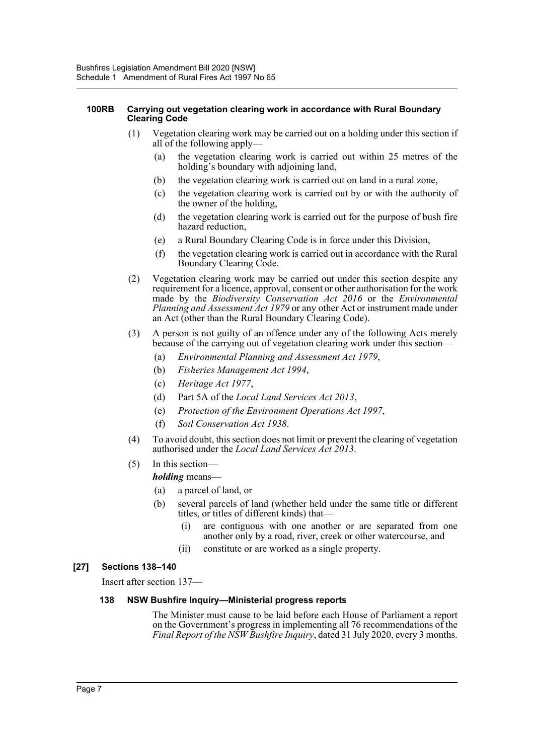#### 100RB Carrying out vegetation clearing work in accordance with Rural Boundary Clearing Code

(1) Vegetation clearing work may be carried out on a holding under this section if all of the following apply—

(a) the vegetation clearing work is carried out within 25 metres of the holding's boundary with adjoining land,

(b) the vegetation clearing work is carried out on land in a rural zone,

(c) the vegetation clearing work is carried out by or with the authority of the owner of the holding,

(d) the vegetation clearing work is carried out for the purpose of bush fire hazard reduction,

(e) a Rural Boundary Clearing Code is in force under this Division,

(f) the vegetation clearing work is carried out in accordance with the Rural Boundary Clearing Code.

(2) Vegetation clearing work may be carried out under this section despite any requirement for a licence, approval, consent or other authorisation for the work made by the *Biodiversity Conservation Act 2016* or the *Environmental Planning and Assessment Act 1979* or any other Act or instrument made under an Act (other than the Rural Boundary Clearing Code).

(3) A person is not guilty of an offence under any of the following Acts merely because of the carrying out of vegetation clearing work under this section—

(a) *Environmental Planning and Assessment Act 1979*,

(b) *Fisheries Management Act 1994*,

(c) *Heritage Act 1977*,

(d) Part 5A of the *Local Land Services Act 2013*,

(e) *Protection of the Environment Operations Act 1997*,

(f) *Soil Conservation Act 1938*.

(4) To avoid doubt, this section does not limit or prevent the clearing of vegetation authorised under the *Local Land Services Act 2013*.

(5) In this section—

***holding*** means—

(a) a parcel of land, or

(b) several parcels of land (whether held under the same title or different titles, or titles of different kinds) that—

(i) are contiguous with one another or are separated from one another only by a road, river, creek or other watercourse, and

(ii) constitute or are worked as a single property.

### [27] Sections 138–140

Insert after section 137—

#### 138 NSW Bushfire Inquiry—Ministerial progress reports

The Minister must cause to be laid before each House of Parliament a report on the Government's progress in implementing all 76 recommendations of the *Final Report of the NSW Bushfire Inquiry*, dated 31 July 2020, every 3 months.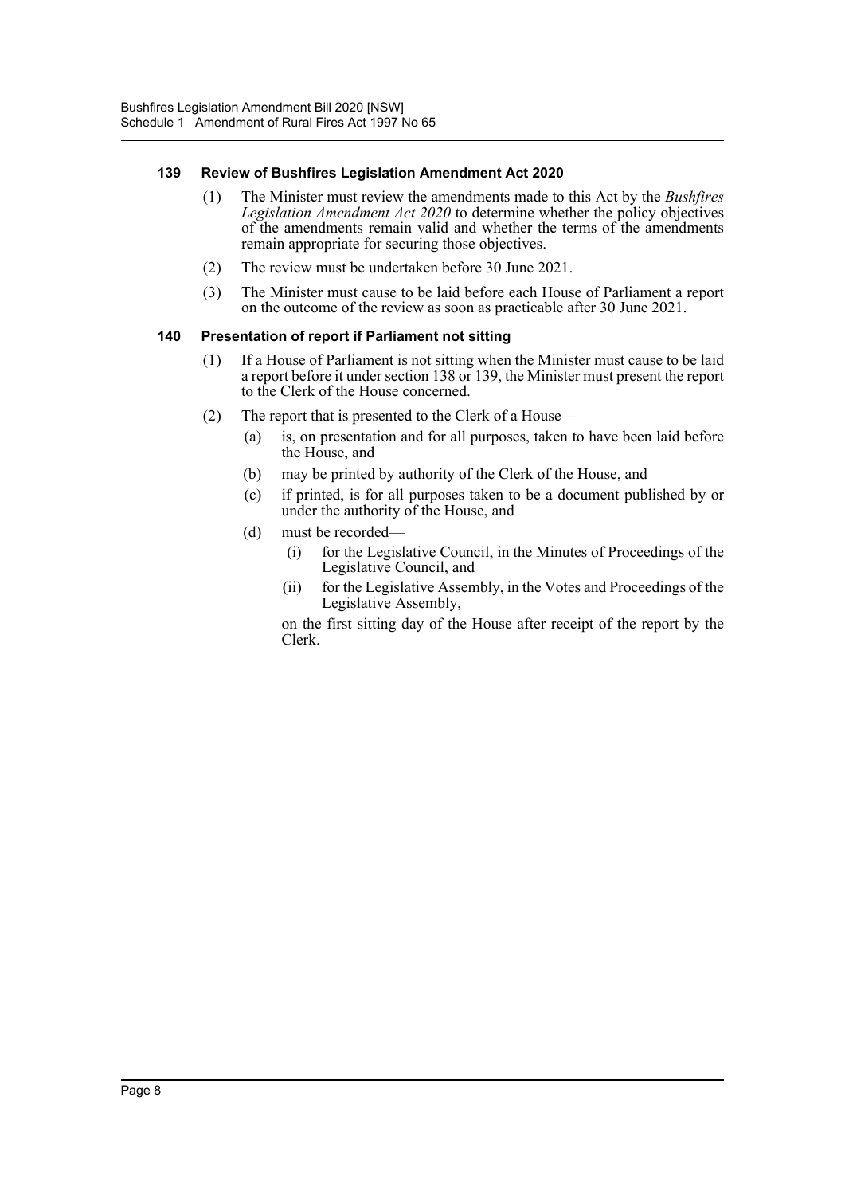#### 139 Review of Bushfires Legislation Amendment Act 2020

(1) The Minister must review the amendments made to this Act by the *Bushfires Legislation Amendment Act 2020* to determine whether the policy objectives of the amendments remain valid and whether the terms of the amendments remain appropriate for securing those objectives.

(2) The review must be undertaken before 30 June 2021.

(3) The Minister must cause to be laid before each House of Parliament a report on the outcome of the review as soon as practicable after 30 June 2021.

#### 140 Presentation of report if Parliament not sitting

(1) If a House of Parliament is not sitting when the Minister must cause to be laid a report before it under section 138 or 139, the Minister must present the report to the Clerk of the House concerned.

(2) The report that is presented to the Clerk of a House—

(a) is, on presentation and for all purposes, taken to have been laid before the House, and

(b) may be printed by authority of the Clerk of the House, and

(c) if printed, is for all purposes taken to be a document published by or under the authority of the House, and

(d) must be recorded—

(i) for the Legislative Council, in the Minutes of Proceedings of the Legislative Council, and

(ii) for the Legislative Assembly, in the Votes and Proceedings of the Legislative Assembly,

on the first sitting day of the House after receipt of the report by the Clerk.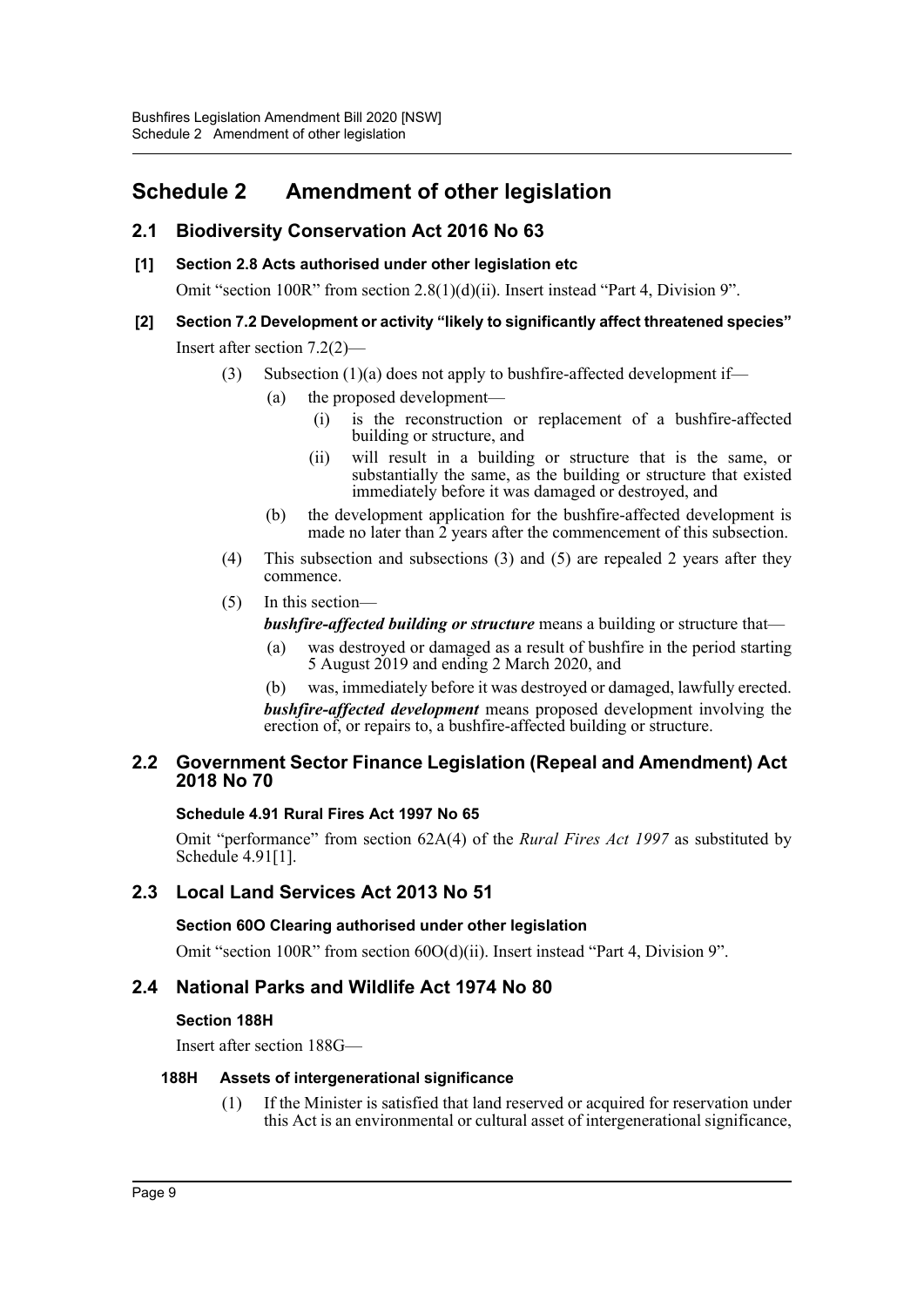# Schedule 2 Amendment of other legislation

## 2.1 Biodiversity Conservation Act 2016 No 63

### [1] Section 2.8 Acts authorised under other legislation etc

Omit "section 100R" from section 2.8(1)(d)(ii). Insert instead "Part 4, Division 9".

### [2] Section 7.2 Development or activity "likely to significantly affect threatened species"

Insert after section 7.2(2)—

(3) Subsection (1)(a) does not apply to bushfire-affected development if—

- (a) the proposed development—
  - (i) is the reconstruction or replacement of a bushfire-affected building or structure, and
  - (ii) will result in a building or structure that is the same, or substantially the same, as the building or structure that existed immediately before it was damaged or destroyed, and
- (b) the development application for the bushfire-affected development is made no later than 2 years after the commencement of this subsection.

(4) This subsection and subsections (3) and (5) are repealed 2 years after they commence.

(5) In this section—

***bushfire-affected building or structure*** means a building or structure that—

- (a) was destroyed or damaged as a result of bushfire in the period starting 5 August 2019 and ending 2 March 2020, and
- (b) was, immediately before it was destroyed or damaged, lawfully erected.

***bushfire-affected development*** means proposed development involving the erection of, or repairs to, a bushfire-affected building or structure.

## 2.2 Government Sector Finance Legislation (Repeal and Amendment) Act 2018 No 70

### Schedule 4.91 Rural Fires Act 1997 No 65

Omit "performance" from section 62A(4) of the *Rural Fires Act 1997* as substituted by Schedule 4.91[1].

## 2.3 Local Land Services Act 2013 No 51

### Section 60O Clearing authorised under other legislation

Omit "section 100R" from section 60O(d)(ii). Insert instead "Part 4, Division 9".

## 2.4 National Parks and Wildlife Act 1974 No 80

### Section 188H

Insert after section 188G—

#### 188H Assets of intergenerational significance

(1) If the Minister is satisfied that land reserved or acquired for reservation under this Act is an environmental or cultural asset of intergenerational significance,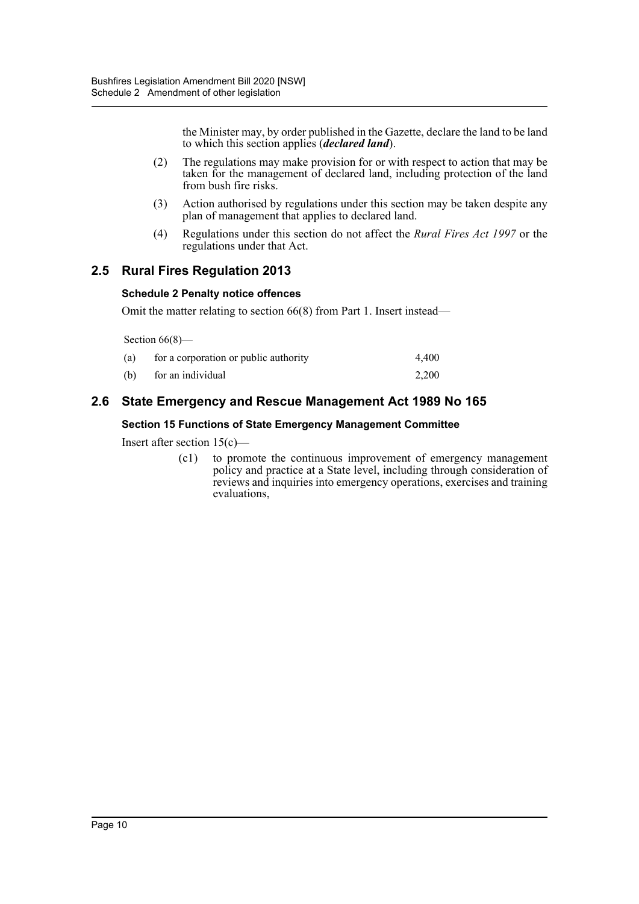the Minister may, by order published in the Gazette, declare the land to be land to which this section applies (***declared land***).

(2) The regulations may make provision for or with respect to action that may be taken for the management of declared land, including protection of the land from bush fire risks.

(3) Action authorised by regulations under this section may be taken despite any plan of management that applies to declared land.

(4) Regulations under this section do not affect the *Rural Fires Act 1997* or the regulations under that Act.

## 2.5 Rural Fires Regulation 2013

### Schedule 2 Penalty notice offences

Omit the matter relating to section 66(8) from Part 1. Insert instead—

Section 66(8)—

| | | |
|---|---|---|
| (a) | for a corporation or public authority | 4,400 |
| (b) | for an individual | 2,200 |

## 2.6 State Emergency and Rescue Management Act 1989 No 165

### Section 15 Functions of State Emergency Management Committee

Insert after section 15(c)—

(c1) to promote the continuous improvement of emergency management policy and practice at a State level, including through consideration of reviews and inquiries into emergency operations, exercises and training evaluations,